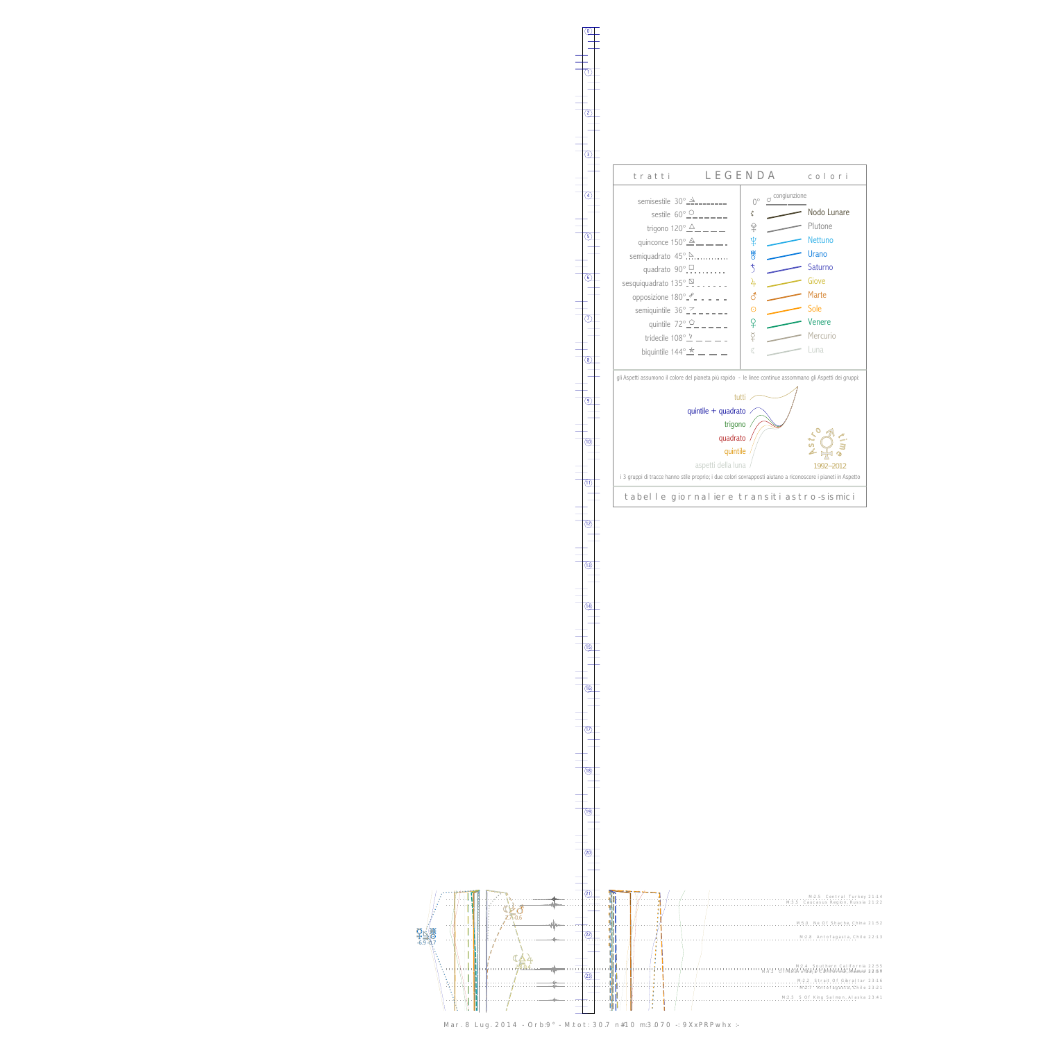# LEGENDA

tratti — colori

| tratti | | colori | |
|---|---|---|---|
| semisestile 30° | | 0° | congiunzione |
| sestile 60° | | | Nodo Lunare |
| trigono 120° | | ♇ | Plutone |
| quinconce 150° | | ♆ | Nettuno |
| semiquadrato 45° | | ♅ | Urano |
| quadrato 90° | | ♄ | Saturno |
| sesquiquadrato 135° | | ♃ | Giove |
| opposizione 180° | | ♂ | Marte |
| semiquintile 36° | | ☉ | Sole |
| quintile 72° | | ♀ | Venere |
| tridecile 108° | | ☿ | Mercurio |
| biquintile 144° | | ☾ | Luna |

gli Aspetti assumono il colore del pianeta più rapido - le linee continue assommano gli Aspetti dei gruppi:

- tutti
- quintile + quadrato
- trigono
- quadrato
- quintile
- aspetti della luna

Astro time 1992–2012

i 3 gruppi di tracce hanno stile proprio; i due colori sovrapposti aiutano a riconoscere i pianeti in Aspetto

tabelle giornaliere transiti astro-sismici

M2.5 Central Turkey 21:14
M3.5 Caucasus Region Russia 21:22
M5.0 Ne Of Shache China 21:52
M2.8 Antofagasta Chile 22:13
M2.4 Southern California 22:55
M4.2 ... 22:59
M2.2 Strait Of Gibraltar 23:16
M2.7 Antofagasta Chile 23:21
M2.5 S Of King Salmon Alaska 23:41

Mar. 8 Lug. 2014 - Orb:9° - M.tot: 30.7 n#10 m:3.070 -: 9XxPRPwhx :-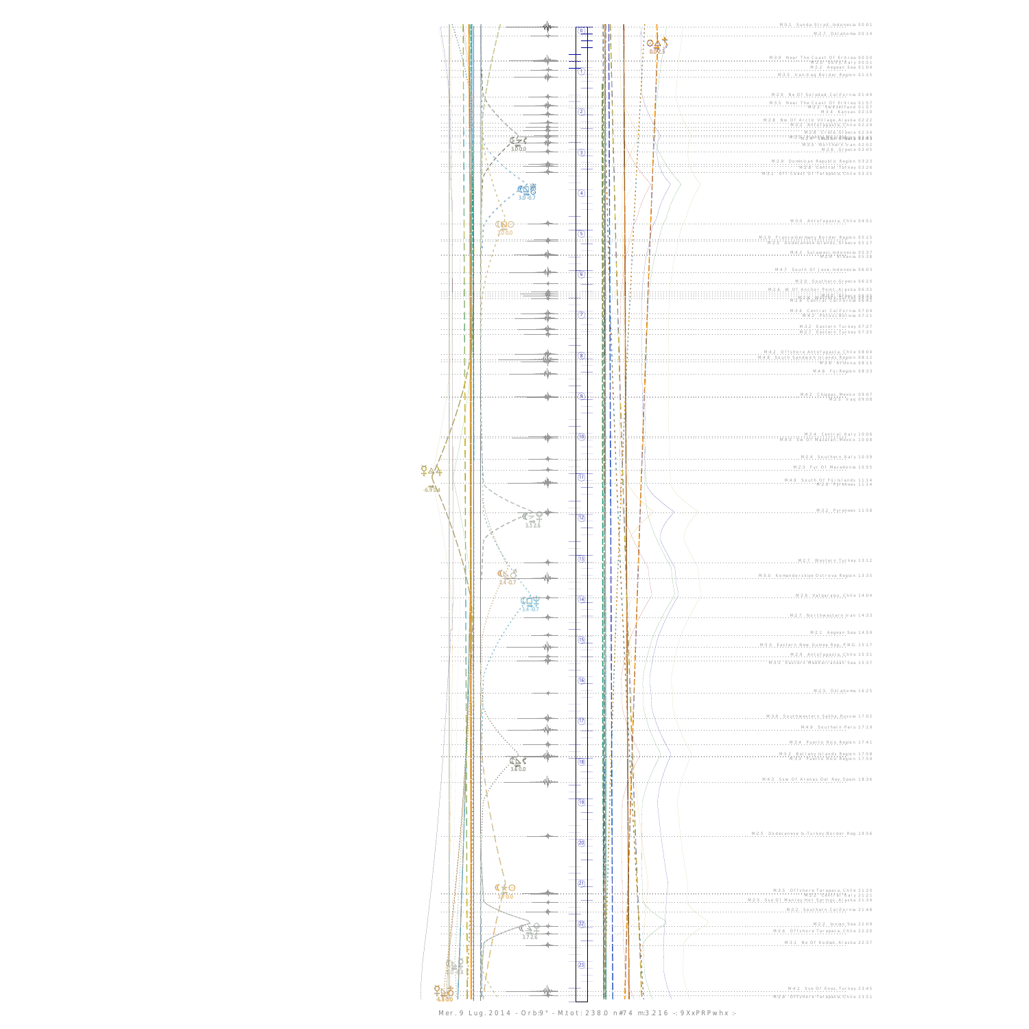M5.1 Sunda Strait Indonesia 00:01
M2.7 Oklahoma 00:14
M3.9 Near The Coast Of Eritrea 00:50
M2.0 Sicily Italy 00:51
M2.2 Aegean Sea 01:04
M3.5 Iran-Iraq Border Region 01:15
M2.8 Ne Of Soledad California 01:44
M3.5 Near The Coast Of Eritrea 01:57
M2.2 Switzerland 01:57
M3.4 Kansas 02:10
M2.8 Nw Of Arctic Village Alaska 02:22
M2.7 Antofagasta Chile 02:29
M3.2 Crete Greece 02:34
M3.1 Southern Iran 02:52
M2.8 Greece 03:05
M2.9 Dominican Republic Region 03:23
M3.8 Central Turkey 03:26
M3.1 Off Coast Of Tarapaca Chile 03:35
M3.0 Antofagasta Chile 04:51
M1.9 France-Germany Border Region 05:15
M2.3 Dodecanese Islands Greece 05:17
M4.5 Sulawesi Indonesia 05:37
M2.1 Vanuatu 05:38
M4.7 South Of Java Indonesia 06:03
M3.0 Southern Greece 06:20
M2.8 W Of Anchor Point Alaska 06:32
M2.6 Central California 06:42
M3.6 Central California 07:04
M4.2 Potosi Bolivia 07:11
M3.2 Eastern Turkey 07:27
M2.7 Eastern Turkey 07:35
M4.2 Offshore Antofagasta Chile 08:04
M4.8 South Sandwich Islands Region 08:12
M1.9 Arizona 08:15
M4.8 Fiji Region 08:33
M4.2 Chiapas Mexico 09:07
M2.1 Iraq 09:08
M2.4 Central Italy 10:06
M4.1 Se Of Mazatlan Mexico 10:08
M2.4 Southern Italy 10:39
M2.3 Fyr Of Macedonia 10:55
M4.8 South Of Fiji Islands 11:14
M2.0 Pyrenees 11:14
M3.2 Pyrenees 11:58
M2.7 Western Turkey 13:12
M5.0 Komandorskiye Ostrova Region 13:35
M2.9 Valparaiso Chile 14:04
M2.7 Northwestern Iran 14:33
M2.1 Aegean Sea 14:59
M5.0 Eastern New Guinea Reg. P.N.G. 15:17
M2.9 Antofagasta Chile 15:31
M3.2 Eastern Mediterranean Sea 15:37
M2.5 Oklahoma 16:25
M3.9 Southwestern Sakha Russia 17:02
M4.8 Southern Peru 17:19
M3.4 Puerto Rico Region 17:41
M5.2 Balleny Islands Region 17:58
M3.2 Puerto Rico Region 17:59
M4.3 Ssw Of Arenas Del Rey Spain 18:36
M2.5 Dodecanese Is.-Turkey Border Reg 19:56
M3.5 Offshore Tarapaca Chile 21:20
M2.2 Central Italy 21:21
M2.5 Ssw Of Manley Hot Springs Alaska 21:34
M3.2 Southern California 21:48
M2.2 Ionian Sea 22:09
M2.6 Offshore Tarapaca Chile 22:20
M3.1 Ne Of Kodiak Alaska 22:37
M4.2 Sse Of Enez Turkey 23:45
M2.8 Offshore Tarapaca Chile 23:51

Mer. 9 Lug. 2014 - Orb:9° - M.tot: 238.0 n#74 m:3.216 -: 9XxPRPwhx :-